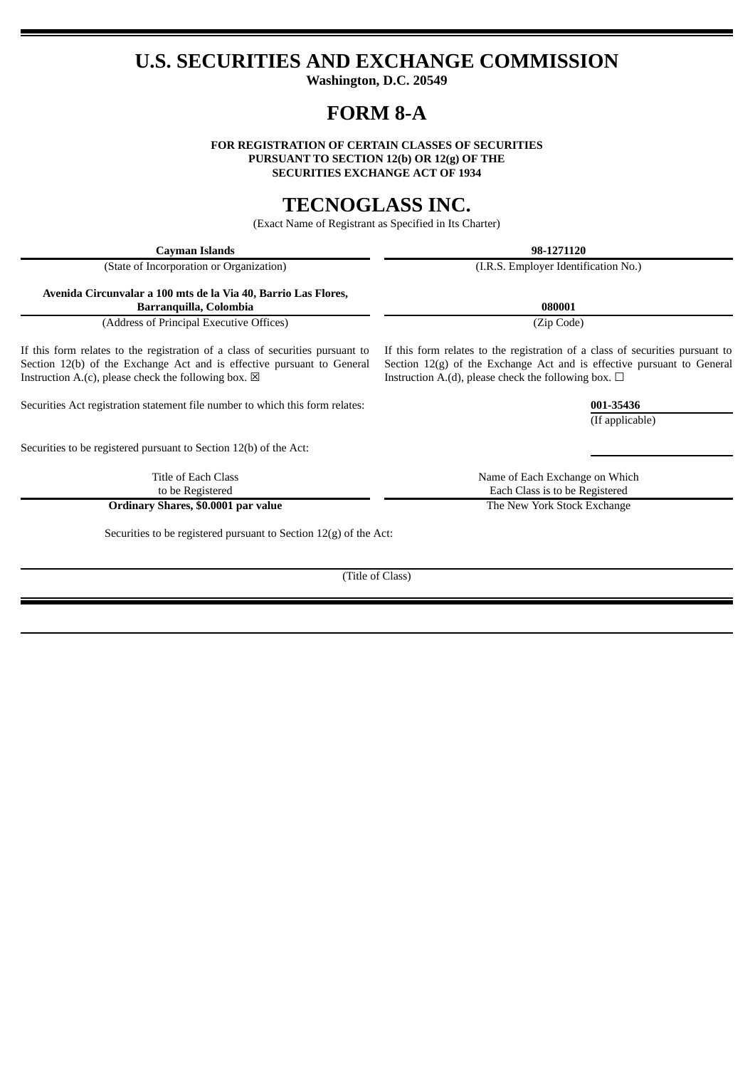# U.S. SECURITIES AND EXCHANGE COMMISSION

**Washington, D.C. 20549**

# FORM 8-A

**FOR REGISTRATION OF CERTAIN CLASSES OF SECURITIES PURSUANT TO SECTION 12(b) OR 12(g) OF THE SECURITIES EXCHANGE ACT OF 1934**

# TECNOGLASS INC.

(Exact Name of Registrant as Specified in Its Charter)

| **Cayman Islands** | **98-1271120** |
|---|---|
| (State of Incorporation or Organization) | (I.R.S. Employer Identification No.) |
| **Avenida Circunvalar a 100 mts de la Via 40, Barrio Las Flores, Barranquilla, Colombia** | **080001** |
| (Address of Principal Executive Offices) | (Zip Code) |

If this form relates to the registration of a class of securities pursuant to Section 12(b) of the Exchange Act and is effective pursuant to General Instruction A.(c), please check the following box. ☒

If this form relates to the registration of a class of securities pursuant to Section 12(g) of the Exchange Act and is effective pursuant to General Instruction A.(d), please check the following box. ☐

Securities Act registration statement file number to which this form relates: **001-35436** (If applicable)

Securities to be registered pursuant to Section 12(b) of the Act:

| Title of Each Class to be Registered | Name of Each Exchange on Which Each Class is to be Registered |
|---|---|
| **Ordinary Shares, $0.0001 par value** | The New York Stock Exchange |

Securities to be registered pursuant to Section 12(g) of the Act:

(Title of Class)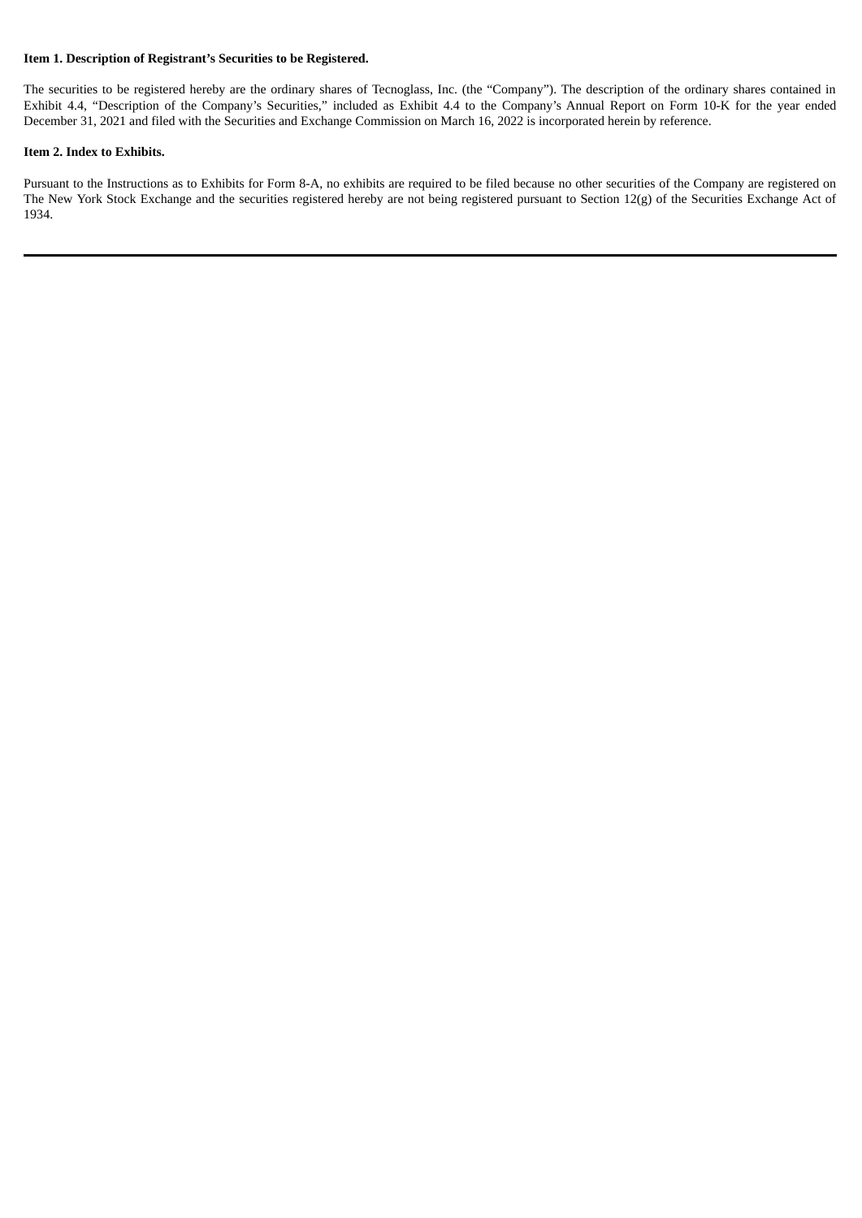**Item 1. Description of Registrant's Securities to be Registered.**

The securities to be registered hereby are the ordinary shares of Tecnoglass, Inc. (the "Company"). The description of the ordinary shares contained in Exhibit 4.4, "Description of the Company's Securities," included as Exhibit 4.4 to the Company's Annual Report on Form 10-K for the year ended December 31, 2021 and filed with the Securities and Exchange Commission on March 16, 2022 is incorporated herein by reference.

**Item 2. Index to Exhibits.**

Pursuant to the Instructions as to Exhibits for Form 8-A, no exhibits are required to be filed because no other securities of the Company are registered on The New York Stock Exchange and the securities registered hereby are not being registered pursuant to Section 12(g) of the Securities Exchange Act of 1934.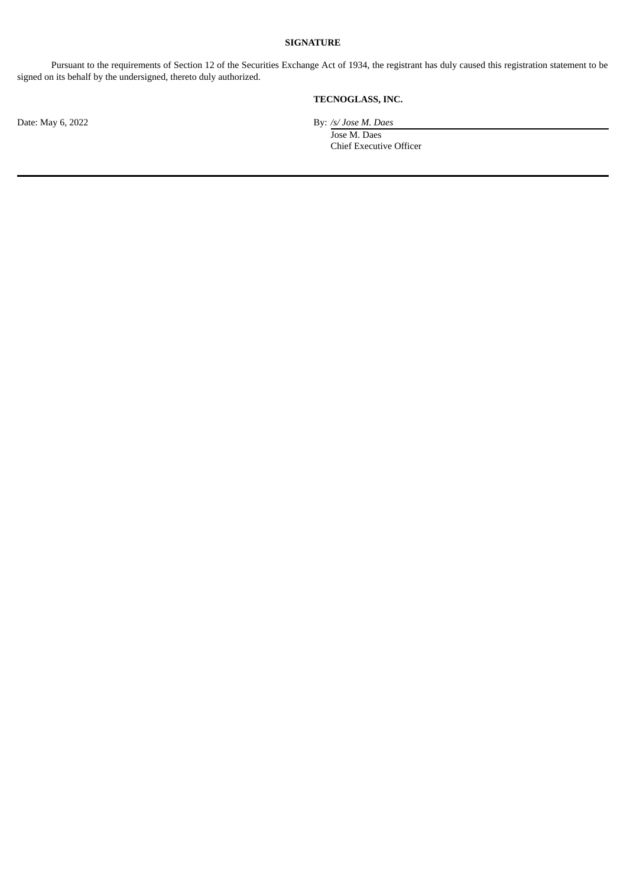**SIGNATURE**

Pursuant to the requirements of Section 12 of the Securities Exchange Act of 1934, the registrant has duly caused this registration statement to be signed on its behalf by the undersigned, thereto duly authorized.

**TECNOGLASS, INC.**

Date: May 6, 2022

By: */s/ Jose M. Daes*

Jose M. Daes
Chief Executive Officer